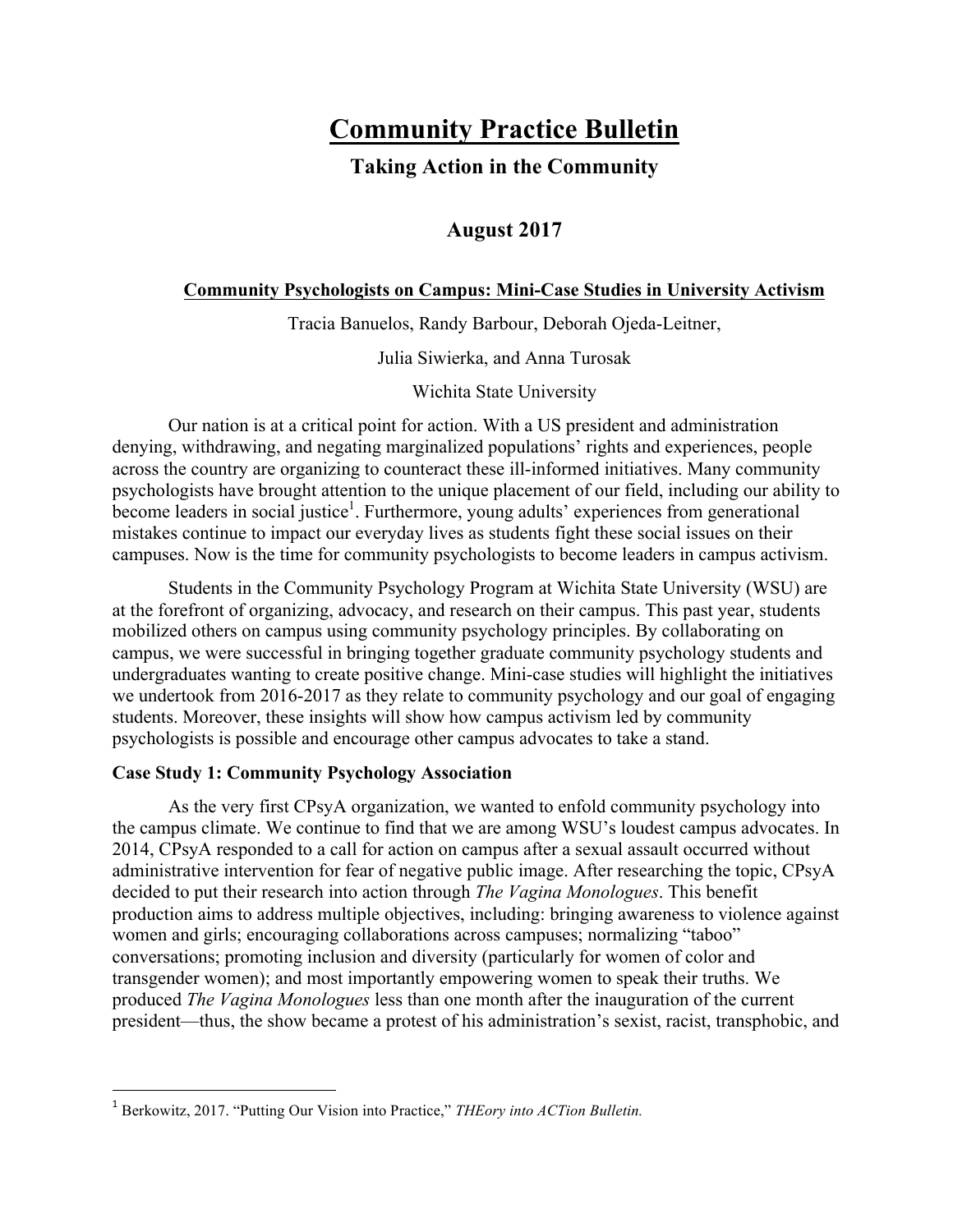# Community Practice Bulletin

## Taking Action in the Community

## August 2017

### Community Psychologists on Campus: Mini-Case Studies in University Activism

Tracia Banuelos, Randy Barbour, Deborah Ojeda-Leitner,

Julia Siwierka, and Anna Turosak

Wichita State University

Our nation is at a critical point for action. With a US president and administration denying, withdrawing, and negating marginalized populations' rights and experiences, people across the country are organizing to counteract these ill-informed initiatives. Many community psychologists have brought attention to the unique placement of our field, including our ability to become leaders in social justice[1]. Furthermore, young adults' experiences from generational mistakes continue to impact our everyday lives as students fight these social issues on their campuses. Now is the time for community psychologists to become leaders in campus activism.

Students in the Community Psychology Program at Wichita State University (WSU) are at the forefront of organizing, advocacy, and research on their campus. This past year, students mobilized others on campus using community psychology principles. By collaborating on campus, we were successful in bringing together graduate community psychology students and undergraduates wanting to create positive change. Mini-case studies will highlight the initiatives we undertook from 2016-2017 as they relate to community psychology and our goal of engaging students. Moreover, these insights will show how campus activism led by community psychologists is possible and encourage other campus advocates to take a stand.

**Case Study 1: Community Psychology Association**

As the very first CPsyA organization, we wanted to enfold community psychology into the campus climate. We continue to find that we are among WSU's loudest campus advocates. In 2014, CPsyA responded to a call for action on campus after a sexual assault occurred without administrative intervention for fear of negative public image. After researching the topic, CPsyA decided to put their research into action through *The Vagina Monologues*. This benefit production aims to address multiple objectives, including: bringing awareness to violence against women and girls; encouraging collaborations across campuses; normalizing "taboo" conversations; promoting inclusion and diversity (particularly for women of color and transgender women); and most importantly empowering women to speak their truths. We produced *The Vagina Monologues* less than one month after the inauguration of the current president—thus, the show became a protest of his administration's sexist, racist, transphobic, and

[1] Berkowitz, 2017. "Putting Our Vision into Practice," *THEory into ACTion Bulletin.*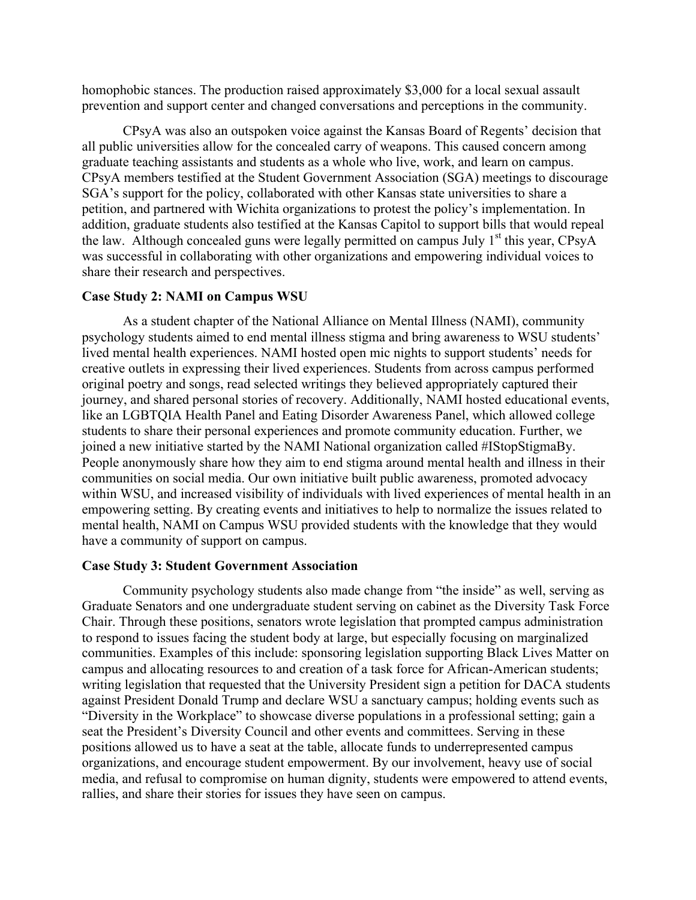homophobic stances. The production raised approximately $3,000 for a local sexual assault prevention and support center and changed conversations and perceptions in the community.

CPsyA was also an outspoken voice against the Kansas Board of Regents' decision that all public universities allow for the concealed carry of weapons. This caused concern among graduate teaching assistants and students as a whole who live, work, and learn on campus. CPsyA members testified at the Student Government Association (SGA) meetings to discourage SGA's support for the policy, collaborated with other Kansas state universities to share a petition, and partnered with Wichita organizations to protest the policy's implementation. In addition, graduate students also testified at the Kansas Capitol to support bills that would repeal the law. Although concealed guns were legally permitted on campus July 1st this year, CPsyA was successful in collaborating with other organizations and empowering individual voices to share their research and perspectives.

**Case Study 2: NAMI on Campus WSU**

As a student chapter of the National Alliance on Mental Illness (NAMI), community psychology students aimed to end mental illness stigma and bring awareness to WSU students' lived mental health experiences. NAMI hosted open mic nights to support students' needs for creative outlets in expressing their lived experiences. Students from across campus performed original poetry and songs, read selected writings they believed appropriately captured their journey, and shared personal stories of recovery. Additionally, NAMI hosted educational events, like an LGBTQIA Health Panel and Eating Disorder Awareness Panel, which allowed college students to share their personal experiences and promote community education. Further, we joined a new initiative started by the NAMI National organization called #IStopStigmaBy. People anonymously share how they aim to end stigma around mental health and illness in their communities on social media. Our own initiative built public awareness, promoted advocacy within WSU, and increased visibility of individuals with lived experiences of mental health in an empowering setting. By creating events and initiatives to help to normalize the issues related to mental health, NAMI on Campus WSU provided students with the knowledge that they would have a community of support on campus.

**Case Study 3: Student Government Association**

Community psychology students also made change from "the inside" as well, serving as Graduate Senators and one undergraduate student serving on cabinet as the Diversity Task Force Chair. Through these positions, senators wrote legislation that prompted campus administration to respond to issues facing the student body at large, but especially focusing on marginalized communities. Examples of this include: sponsoring legislation supporting Black Lives Matter on campus and allocating resources to and creation of a task force for African-American students; writing legislation that requested that the University President sign a petition for DACA students against President Donald Trump and declare WSU a sanctuary campus; holding events such as "Diversity in the Workplace" to showcase diverse populations in a professional setting; gain a seat the President's Diversity Council and other events and committees. Serving in these positions allowed us to have a seat at the table, allocate funds to underrepresented campus organizations, and encourage student empowerment. By our involvement, heavy use of social media, and refusal to compromise on human dignity, students were empowered to attend events, rallies, and share their stories for issues they have seen on campus.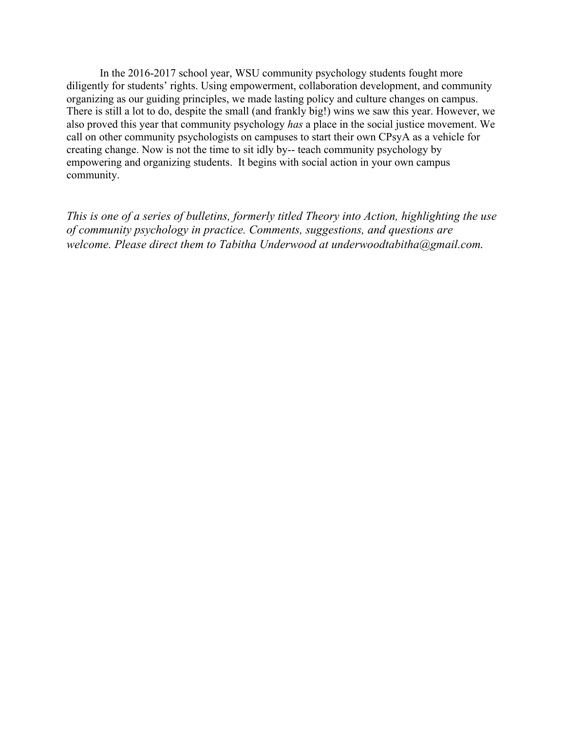In the 2016-2017 school year, WSU community psychology students fought more diligently for students' rights. Using empowerment, collaboration development, and community organizing as our guiding principles, we made lasting policy and culture changes on campus. There is still a lot to do, despite the small (and frankly big!) wins we saw this year. However, we also proved this year that community psychology *has* a place in the social justice movement. We call on other community psychologists on campuses to start their own CPsyA as a vehicle for creating change. Now is not the time to sit idly by-- teach community psychology by empowering and organizing students. It begins with social action in your own campus community.

*This is one of a series of bulletins, formerly titled Theory into Action, highlighting the use of community psychology in practice. Comments, suggestions, and questions are welcome. Please direct them to Tabitha Underwood at underwoodtabitha@gmail.com.*